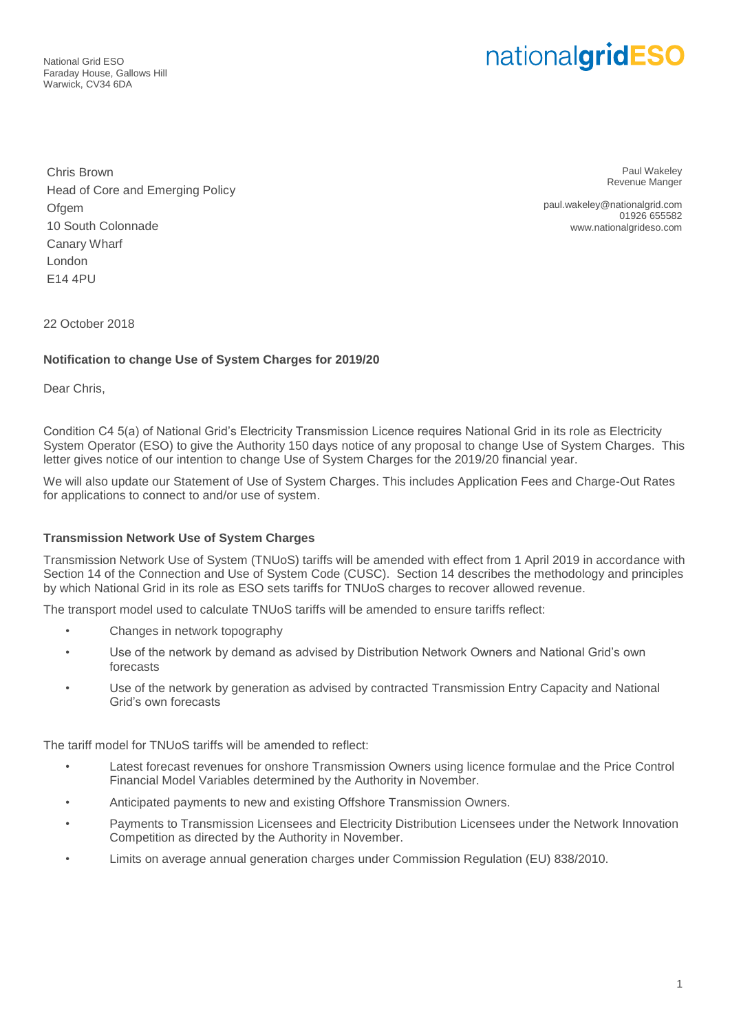National Grid ESO
Faraday House, Gallows Hill
Warwick, CV34 6DA

nationalgridESO

Chris Brown
Head of Core and Emerging Policy
Ofgem
10 South Colonnade
Canary Wharf
London
E14 4PU

Paul Wakeley
Revenue Manger

paul.wakeley@nationalgrid.com
01926 655582
www.nationalgrideso.com

22 October 2018

**Notification to change Use of System Charges for 2019/20**

Dear Chris,

Condition C4 5(a) of National Grid's Electricity Transmission Licence requires National Grid in its role as Electricity System Operator (ESO) to give the Authority 150 days notice of any proposal to change Use of System Charges. This letter gives notice of our intention to change Use of System Charges for the 2019/20 financial year.

We will also update our Statement of Use of System Charges. This includes Application Fees and Charge-Out Rates for applications to connect to and/or use of system.

**Transmission Network Use of System Charges**

Transmission Network Use of System (TNUoS) tariffs will be amended with effect from 1 April 2019 in accordance with Section 14 of the Connection and Use of System Code (CUSC). Section 14 describes the methodology and principles by which National Grid in its role as ESO sets tariffs for TNUoS charges to recover allowed revenue.

The transport model used to calculate TNUoS tariffs will be amended to ensure tariffs reflect:

- Changes in network topography
- Use of the network by demand as advised by Distribution Network Owners and National Grid's own forecasts
- Use of the network by generation as advised by contracted Transmission Entry Capacity and National Grid's own forecasts

The tariff model for TNUoS tariffs will be amended to reflect:

- Latest forecast revenues for onshore Transmission Owners using licence formulae and the Price Control Financial Model Variables determined by the Authority in November.
- Anticipated payments to new and existing Offshore Transmission Owners.
- Payments to Transmission Licensees and Electricity Distribution Licensees under the Network Innovation Competition as directed by the Authority in November.
- Limits on average annual generation charges under Commission Regulation (EU) 838/2010.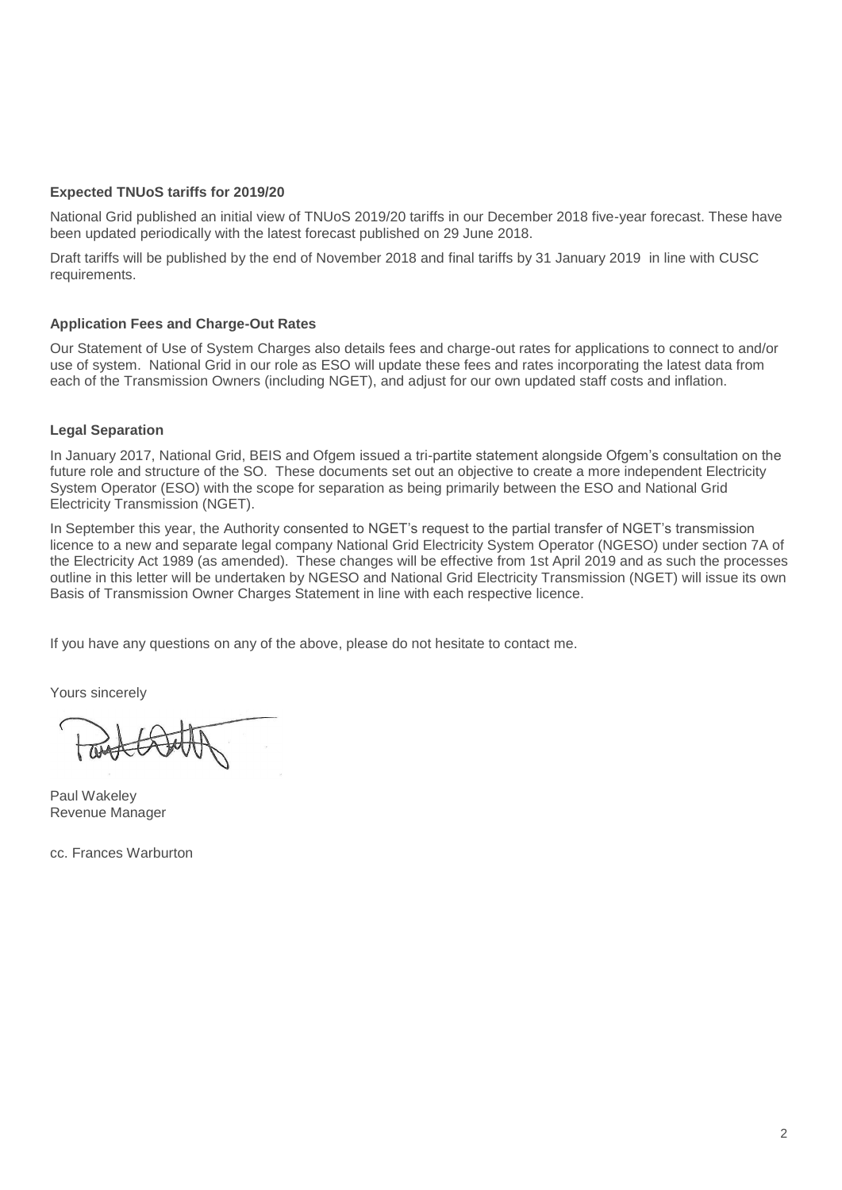**Expected TNUoS tariffs for 2019/20**

National Grid published an initial view of TNUoS 2019/20 tariffs in our December 2018 five-year forecast. These have been updated periodically with the latest forecast published on 29 June 2018.

Draft tariffs will be published by the end of November 2018 and final tariffs by 31 January 2019 in line with CUSC requirements.

**Application Fees and Charge-Out Rates**

Our Statement of Use of System Charges also details fees and charge-out rates for applications to connect to and/or use of system. National Grid in our role as ESO will update these fees and rates incorporating the latest data from each of the Transmission Owners (including NGET), and adjust for our own updated staff costs and inflation.

**Legal Separation**

In January 2017, National Grid, BEIS and Ofgem issued a tri-partite statement alongside Ofgem's consultation on the future role and structure of the SO. These documents set out an objective to create a more independent Electricity System Operator (ESO) with the scope for separation as being primarily between the ESO and National Grid Electricity Transmission (NGET).

In September this year, the Authority consented to NGET's request to the partial transfer of NGET's transmission licence to a new and separate legal company National Grid Electricity System Operator (NGESO) under section 7A of the Electricity Act 1989 (as amended). These changes will be effective from 1st April 2019 and as such the processes outline in this letter will be undertaken by NGESO and National Grid Electricity Transmission (NGET) will issue its own Basis of Transmission Owner Charges Statement in line with each respective licence.

If you have any questions on any of the above, please do not hesitate to contact me.

Yours sincerely

Paul Wakeley
Revenue Manager

cc. Frances Warburton